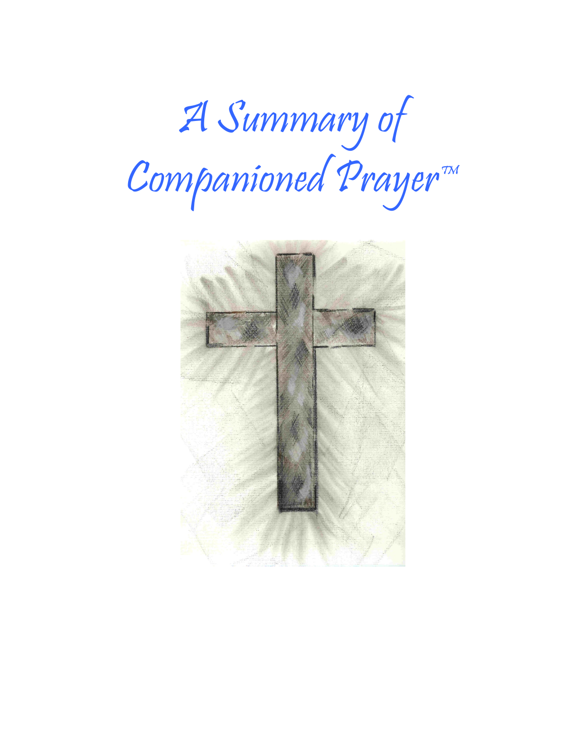# A Summary of Companioned Prayer™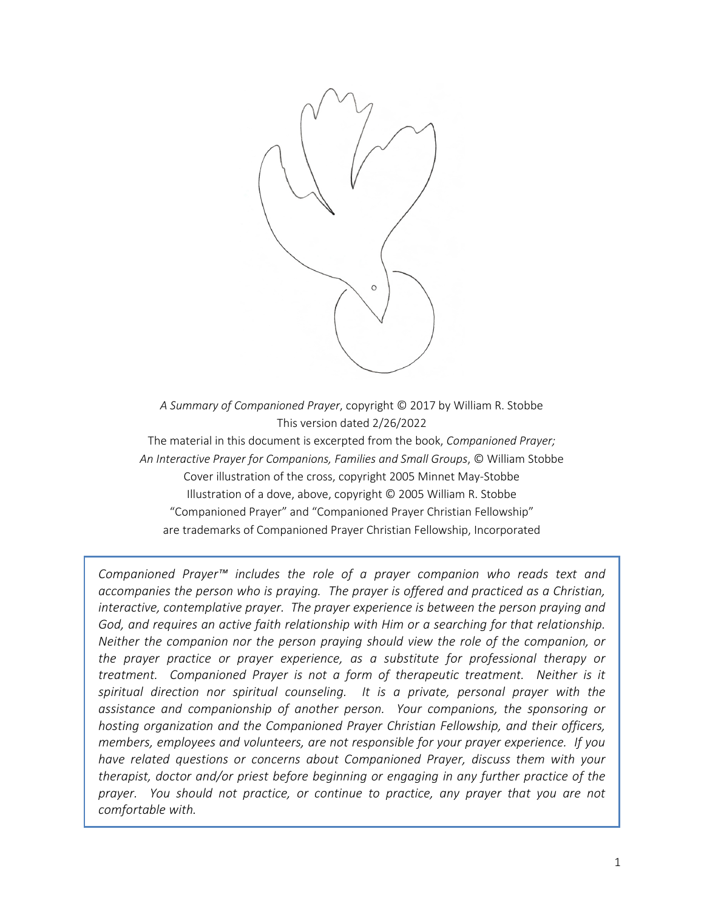*A Summary of Companioned Prayer*, copyright © 2017 by William R. Stobbe
This version dated 2/26/2022
The material in this document is excerpted from the book, *Companioned Prayer; An Interactive Prayer for Companions, Families and Small Groups*, © William Stobbe
Cover illustration of the cross, copyright 2005 Minnet May-Stobbe
Illustration of a dove, above, copyright © 2005 William R. Stobbe
"Companioned Prayer" and "Companioned Prayer Christian Fellowship" are trademarks of Companioned Prayer Christian Fellowship, Incorporated

*Companioned Prayer™ includes the role of a prayer companion who reads text and accompanies the person who is praying. The prayer is offered and practiced as a Christian, interactive, contemplative prayer. The prayer experience is between the person praying and God, and requires an active faith relationship with Him or a searching for that relationship. Neither the companion nor the person praying should view the role of the companion, or the prayer practice or prayer experience, as a substitute for professional therapy or treatment. Companioned Prayer is not a form of therapeutic treatment. Neither is it spiritual direction nor spiritual counseling. It is a private, personal prayer with the assistance and companionship of another person. Your companions, the sponsoring or hosting organization and the Companioned Prayer Christian Fellowship, and their officers, members, employees and volunteers, are not responsible for your prayer experience. If you have related questions or concerns about Companioned Prayer, discuss them with your therapist, doctor and/or priest before beginning or engaging in any further practice of the prayer. You should not practice, or continue to practice, any prayer that you are not comfortable with.*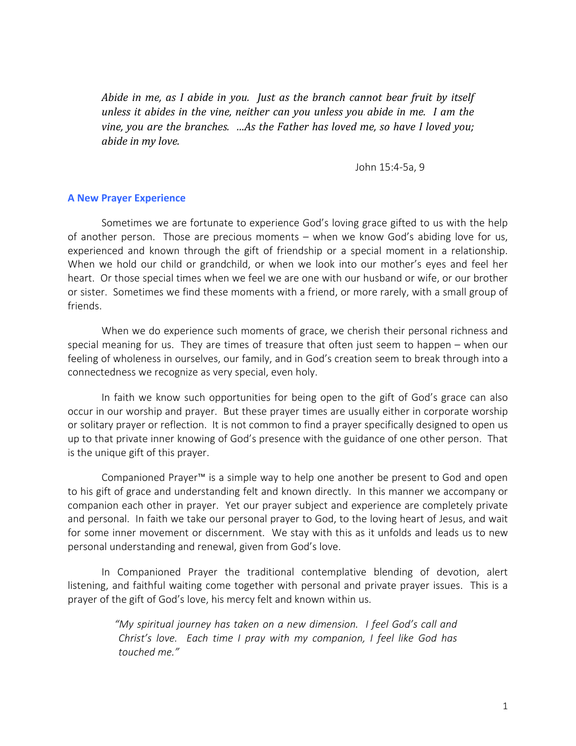*Abide in me, as I abide in you. Just as the branch cannot bear fruit by itself unless it abides in the vine, neither can you unless you abide in me. I am the vine, you are the branches. ...As the Father has loved me, so have I loved you; abide in my love.*

John 15:4-5a, 9

## A New Prayer Experience

Sometimes we are fortunate to experience God's loving grace gifted to us with the help of another person. Those are precious moments – when we know God's abiding love for us, experienced and known through the gift of friendship or a special moment in a relationship. When we hold our child or grandchild, or when we look into our mother's eyes and feel her heart. Or those special times when we feel we are one with our husband or wife, or our brother or sister. Sometimes we find these moments with a friend, or more rarely, with a small group of friends.

When we do experience such moments of grace, we cherish their personal richness and special meaning for us. They are times of treasure that often just seem to happen – when our feeling of wholeness in ourselves, our family, and in God's creation seem to break through into a connectedness we recognize as very special, even holy.

In faith we know such opportunities for being open to the gift of God's grace can also occur in our worship and prayer. But these prayer times are usually either in corporate worship or solitary prayer or reflection. It is not common to find a prayer specifically designed to open us up to that private inner knowing of God's presence with the guidance of one other person. That is the unique gift of this prayer.

Companioned Prayer™ is a simple way to help one another be present to God and open to his gift of grace and understanding felt and known directly. In this manner we accompany or companion each other in prayer. Yet our prayer subject and experience are completely private and personal. In faith we take our personal prayer to God, to the loving heart of Jesus, and wait for some inner movement or discernment. We stay with this as it unfolds and leads us to new personal understanding and renewal, given from God's love.

In Companioned Prayer the traditional contemplative blending of devotion, alert listening, and faithful waiting come together with personal and private prayer issues. This is a prayer of the gift of God's love, his mercy felt and known within us.

> *"My spiritual journey has taken on a new dimension. I feel God's call and Christ's love. Each time I pray with my companion, I feel like God has touched me."*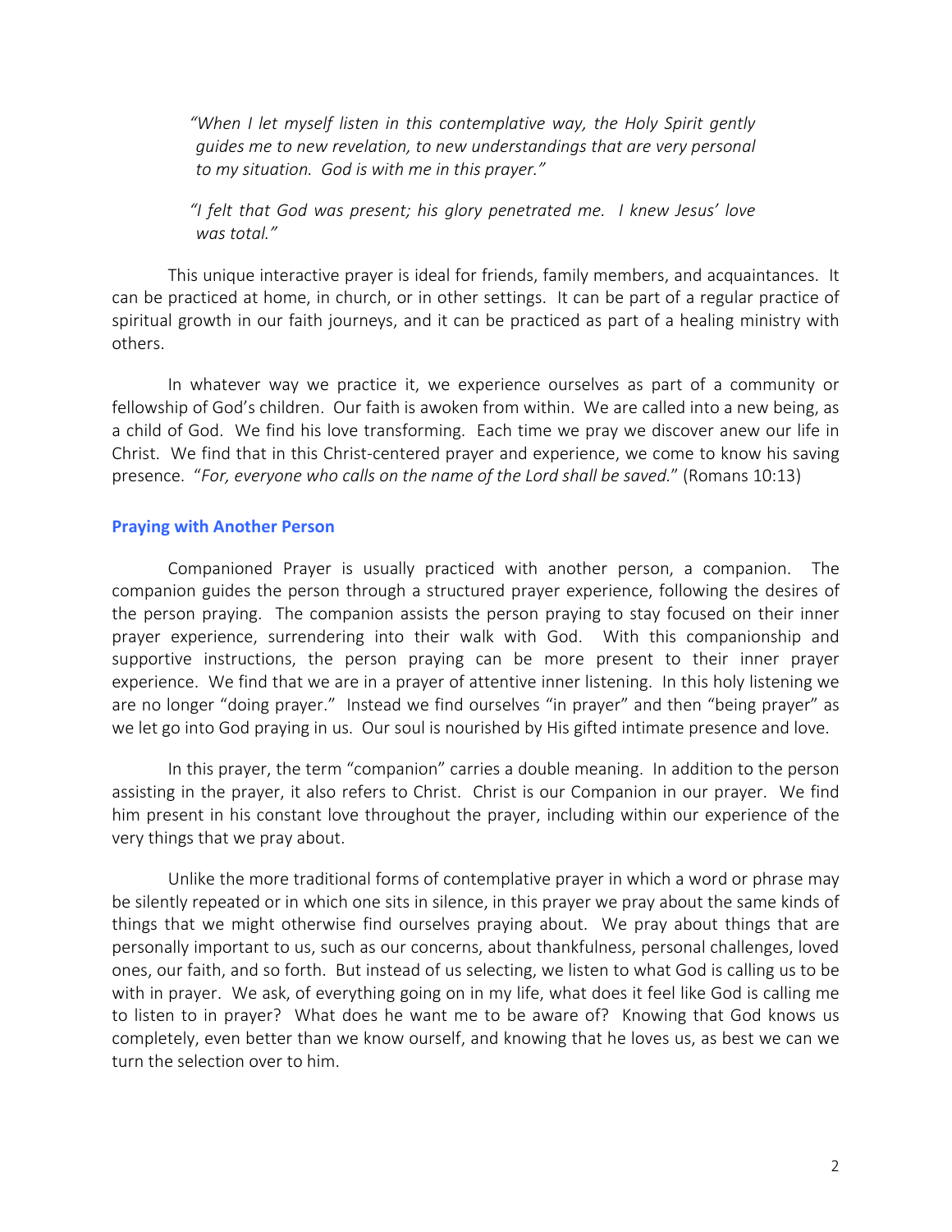*"When I let myself listen in this contemplative way, the Holy Spirit gently guides me to new revelation, to new understandings that are very personal to my situation. God is with me in this prayer."*

*"I felt that God was present; his glory penetrated me. I knew Jesus' love was total."*

This unique interactive prayer is ideal for friends, family members, and acquaintances. It can be practiced at home, in church, or in other settings. It can be part of a regular practice of spiritual growth in our faith journeys, and it can be practiced as part of a healing ministry with others.

In whatever way we practice it, we experience ourselves as part of a community or fellowship of God's children. Our faith is awoken from within. We are called into a new being, as a child of God. We find his love transforming. Each time we pray we discover anew our life in Christ. We find that in this Christ-centered prayer and experience, we come to know his saving presence. "*For, everyone who calls on the name of the Lord shall be saved.*" (Romans 10:13)

## Praying with Another Person

Companioned Prayer is usually practiced with another person, a companion. The companion guides the person through a structured prayer experience, following the desires of the person praying. The companion assists the person praying to stay focused on their inner prayer experience, surrendering into their walk with God. With this companionship and supportive instructions, the person praying can be more present to their inner prayer experience. We find that we are in a prayer of attentive inner listening. In this holy listening we are no longer "doing prayer." Instead we find ourselves "in prayer" and then "being prayer" as we let go into God praying in us. Our soul is nourished by His gifted intimate presence and love.

In this prayer, the term "companion" carries a double meaning. In addition to the person assisting in the prayer, it also refers to Christ. Christ is our Companion in our prayer. We find him present in his constant love throughout the prayer, including within our experience of the very things that we pray about.

Unlike the more traditional forms of contemplative prayer in which a word or phrase may be silently repeated or in which one sits in silence, in this prayer we pray about the same kinds of things that we might otherwise find ourselves praying about. We pray about things that are personally important to us, such as our concerns, about thankfulness, personal challenges, loved ones, our faith, and so forth. But instead of us selecting, we listen to what God is calling us to be with in prayer. We ask, of everything going on in my life, what does it feel like God is calling me to listen to in prayer? What does he want me to be aware of? Knowing that God knows us completely, even better than we know ourself, and knowing that he loves us, as best we can we turn the selection over to him.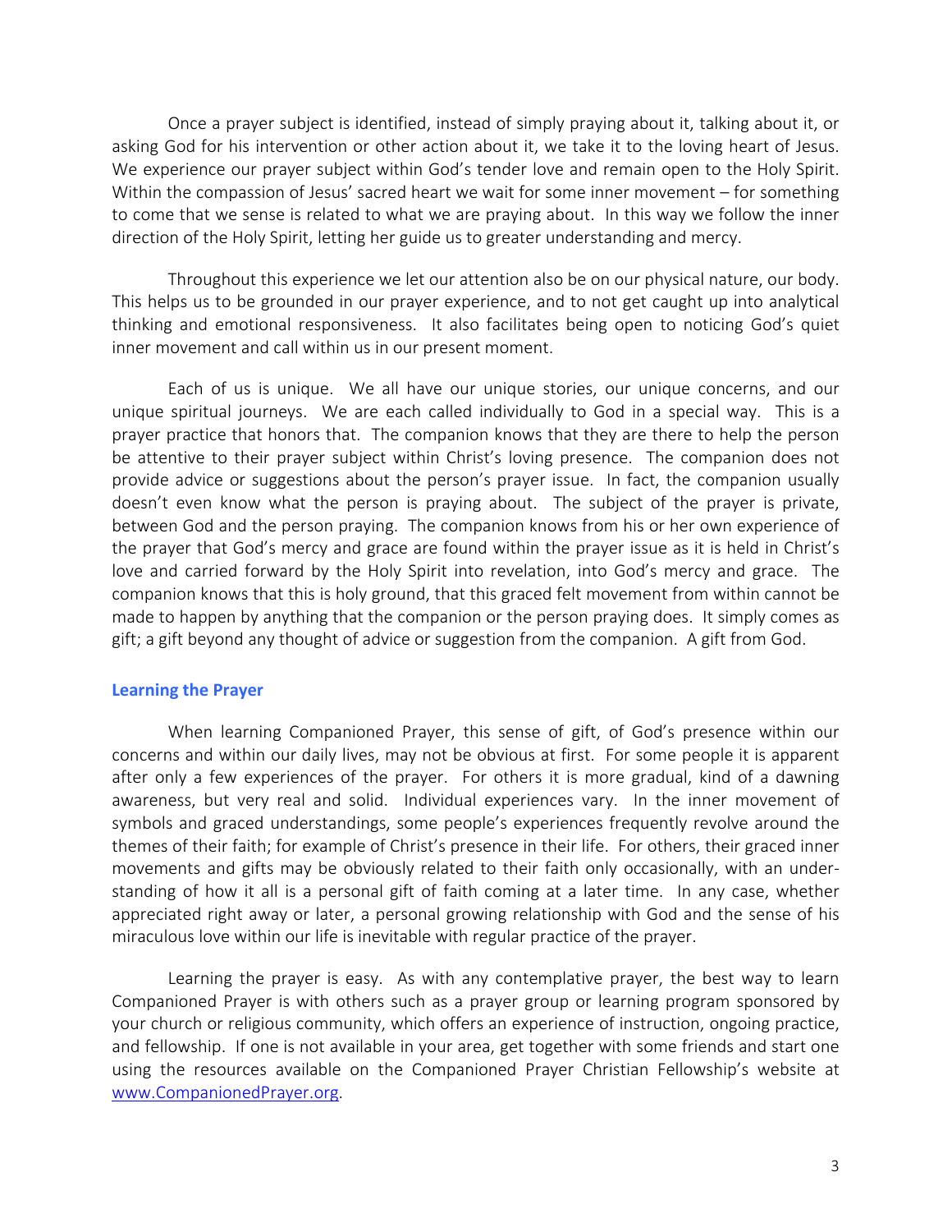Once a prayer subject is identified, instead of simply praying about it, talking about it, or asking God for his intervention or other action about it, we take it to the loving heart of Jesus. We experience our prayer subject within God's tender love and remain open to the Holy Spirit. Within the compassion of Jesus' sacred heart we wait for some inner movement – for something to come that we sense is related to what we are praying about. In this way we follow the inner direction of the Holy Spirit, letting her guide us to greater understanding and mercy.

Throughout this experience we let our attention also be on our physical nature, our body. This helps us to be grounded in our prayer experience, and to not get caught up into analytical thinking and emotional responsiveness. It also facilitates being open to noticing God's quiet inner movement and call within us in our present moment.

Each of us is unique. We all have our unique stories, our unique concerns, and our unique spiritual journeys. We are each called individually to God in a special way. This is a prayer practice that honors that. The companion knows that they are there to help the person be attentive to their prayer subject within Christ's loving presence. The companion does not provide advice or suggestions about the person's prayer issue. In fact, the companion usually doesn't even know what the person is praying about. The subject of the prayer is private, between God and the person praying. The companion knows from his or her own experience of the prayer that God's mercy and grace are found within the prayer issue as it is held in Christ's love and carried forward by the Holy Spirit into revelation, into God's mercy and grace. The companion knows that this is holy ground, that this graced felt movement from within cannot be made to happen by anything that the companion or the person praying does. It simply comes as gift; a gift beyond any thought of advice or suggestion from the companion. A gift from God.

## Learning the Prayer

When learning Companioned Prayer, this sense of gift, of God's presence within our concerns and within our daily lives, may not be obvious at first. For some people it is apparent after only a few experiences of the prayer. For others it is more gradual, kind of a dawning awareness, but very real and solid. Individual experiences vary. In the inner movement of symbols and graced understandings, some people's experiences frequently revolve around the themes of their faith; for example of Christ's presence in their life. For others, their graced inner movements and gifts may be obviously related to their faith only occasionally, with an understanding of how it all is a personal gift of faith coming at a later time. In any case, whether appreciated right away or later, a personal growing relationship with God and the sense of his miraculous love within our life is inevitable with regular practice of the prayer.

Learning the prayer is easy. As with any contemplative prayer, the best way to learn Companioned Prayer is with others such as a prayer group or learning program sponsored by your church or religious community, which offers an experience of instruction, ongoing practice, and fellowship. If one is not available in your area, get together with some friends and start one using the resources available on the Companioned Prayer Christian Fellowship's website at [www.CompanionedPrayer.org](http://www.CompanionedPrayer.org).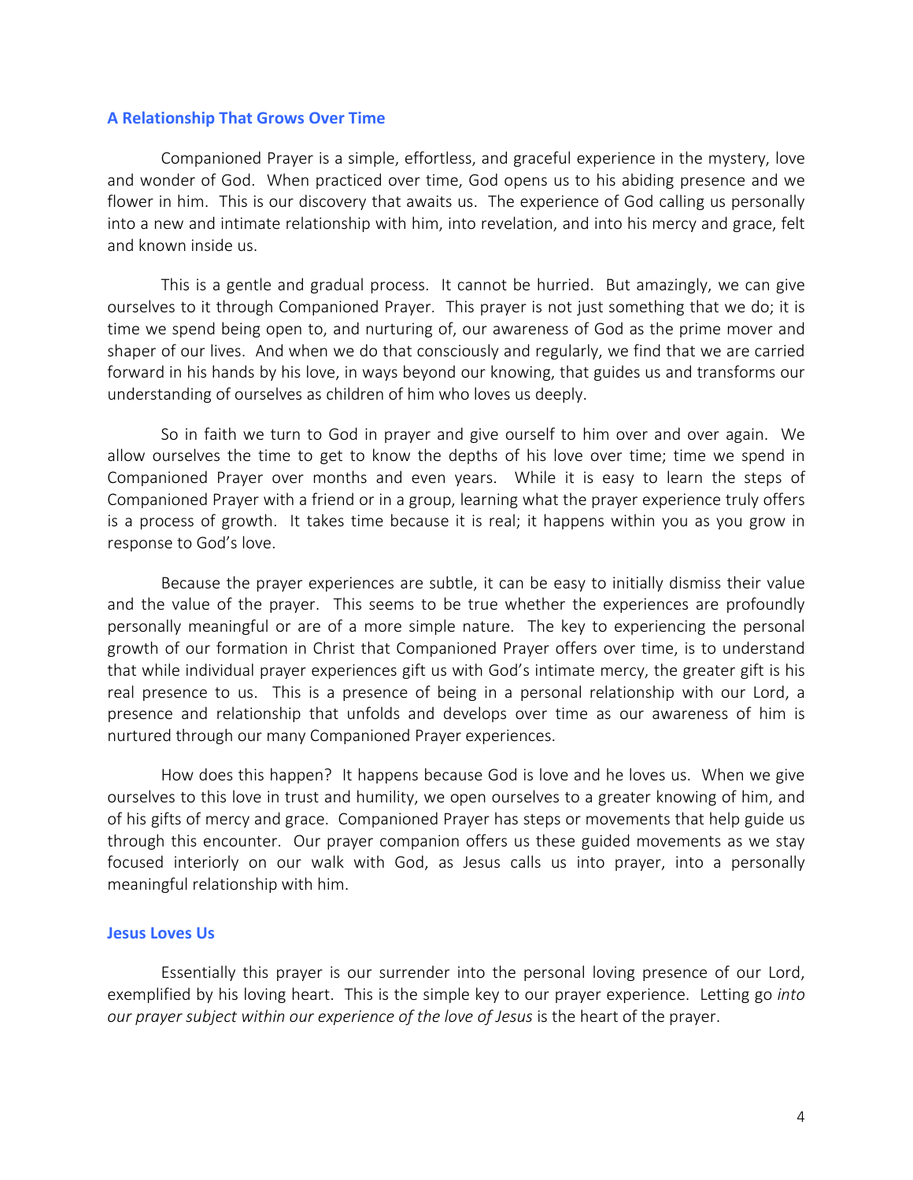### A Relationship That Grows Over Time

Companioned Prayer is a simple, effortless, and graceful experience in the mystery, love and wonder of God. When practiced over time, God opens us to his abiding presence and we flower in him. This is our discovery that awaits us. The experience of God calling us personally into a new and intimate relationship with him, into revelation, and into his mercy and grace, felt and known inside us.

This is a gentle and gradual process. It cannot be hurried. But amazingly, we can give ourselves to it through Companioned Prayer. This prayer is not just something that we do; it is time we spend being open to, and nurturing of, our awareness of God as the prime mover and shaper of our lives. And when we do that consciously and regularly, we find that we are carried forward in his hands by his love, in ways beyond our knowing, that guides us and transforms our understanding of ourselves as children of him who loves us deeply.

So in faith we turn to God in prayer and give ourself to him over and over again. We allow ourselves the time to get to know the depths of his love over time; time we spend in Companioned Prayer over months and even years. While it is easy to learn the steps of Companioned Prayer with a friend or in a group, learning what the prayer experience truly offers is a process of growth. It takes time because it is real; it happens within you as you grow in response to God's love.

Because the prayer experiences are subtle, it can be easy to initially dismiss their value and the value of the prayer. This seems to be true whether the experiences are profoundly personally meaningful or are of a more simple nature. The key to experiencing the personal growth of our formation in Christ that Companioned Prayer offers over time, is to understand that while individual prayer experiences gift us with God's intimate mercy, the greater gift is his real presence to us. This is a presence of being in a personal relationship with our Lord, a presence and relationship that unfolds and develops over time as our awareness of him is nurtured through our many Companioned Prayer experiences.

How does this happen? It happens because God is love and he loves us. When we give ourselves to this love in trust and humility, we open ourselves to a greater knowing of him, and of his gifts of mercy and grace. Companioned Prayer has steps or movements that help guide us through this encounter. Our prayer companion offers us these guided movements as we stay focused interiorly on our walk with God, as Jesus calls us into prayer, into a personally meaningful relationship with him.

### Jesus Loves Us

Essentially this prayer is our surrender into the personal loving presence of our Lord, exemplified by his loving heart. This is the simple key to our prayer experience. Letting go *into our prayer subject within our experience of the love of Jesus* is the heart of the prayer.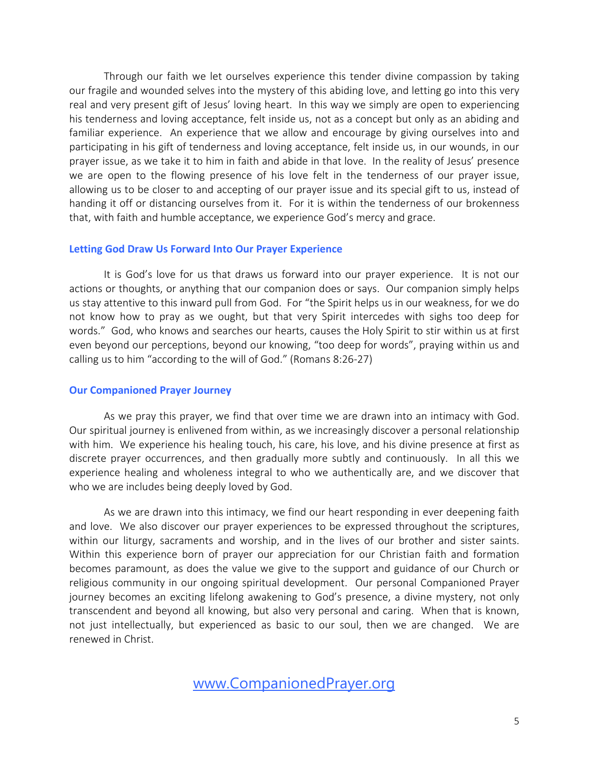Through our faith we let ourselves experience this tender divine compassion by taking our fragile and wounded selves into the mystery of this abiding love, and letting go into this very real and very present gift of Jesus' loving heart. In this way we simply are open to experiencing his tenderness and loving acceptance, felt inside us, not as a concept but only as an abiding and familiar experience. An experience that we allow and encourage by giving ourselves into and participating in his gift of tenderness and loving acceptance, felt inside us, in our wounds, in our prayer issue, as we take it to him in faith and abide in that love. In the reality of Jesus' presence we are open to the flowing presence of his love felt in the tenderness of our prayer issue, allowing us to be closer to and accepting of our prayer issue and its special gift to us, instead of handing it off or distancing ourselves from it. For it is within the tenderness of our brokenness that, with faith and humble acceptance, we experience God's mercy and grace.

### Letting God Draw Us Forward Into Our Prayer Experience

It is God's love for us that draws us forward into our prayer experience. It is not our actions or thoughts, or anything that our companion does or says. Our companion simply helps us stay attentive to this inward pull from God. For "the Spirit helps us in our weakness, for we do not know how to pray as we ought, but that very Spirit intercedes with sighs too deep for words." God, who knows and searches our hearts, causes the Holy Spirit to stir within us at first even beyond our perceptions, beyond our knowing, "too deep for words", praying within us and calling us to him "according to the will of God." (Romans 8:26-27)

### Our Companioned Prayer Journey

As we pray this prayer, we find that over time we are drawn into an intimacy with God. Our spiritual journey is enlivened from within, as we increasingly discover a personal relationship with him. We experience his healing touch, his care, his love, and his divine presence at first as discrete prayer occurrences, and then gradually more subtly and continuously. In all this we experience healing and wholeness integral to who we authentically are, and we discover that who we are includes being deeply loved by God.

As we are drawn into this intimacy, we find our heart responding in ever deepening faith and love. We also discover our prayer experiences to be expressed throughout the scriptures, within our liturgy, sacraments and worship, and in the lives of our brother and sister saints. Within this experience born of prayer our appreciation for our Christian faith and formation becomes paramount, as does the value we give to the support and guidance of our Church or religious community in our ongoing spiritual development. Our personal Companioned Prayer journey becomes an exciting lifelong awakening to God's presence, a divine mystery, not only transcendent and beyond all knowing, but also very personal and caring. When that is known, not just intellectually, but experienced as basic to our soul, then we are changed. We are renewed in Christ.

www.CompanionedPrayer.org